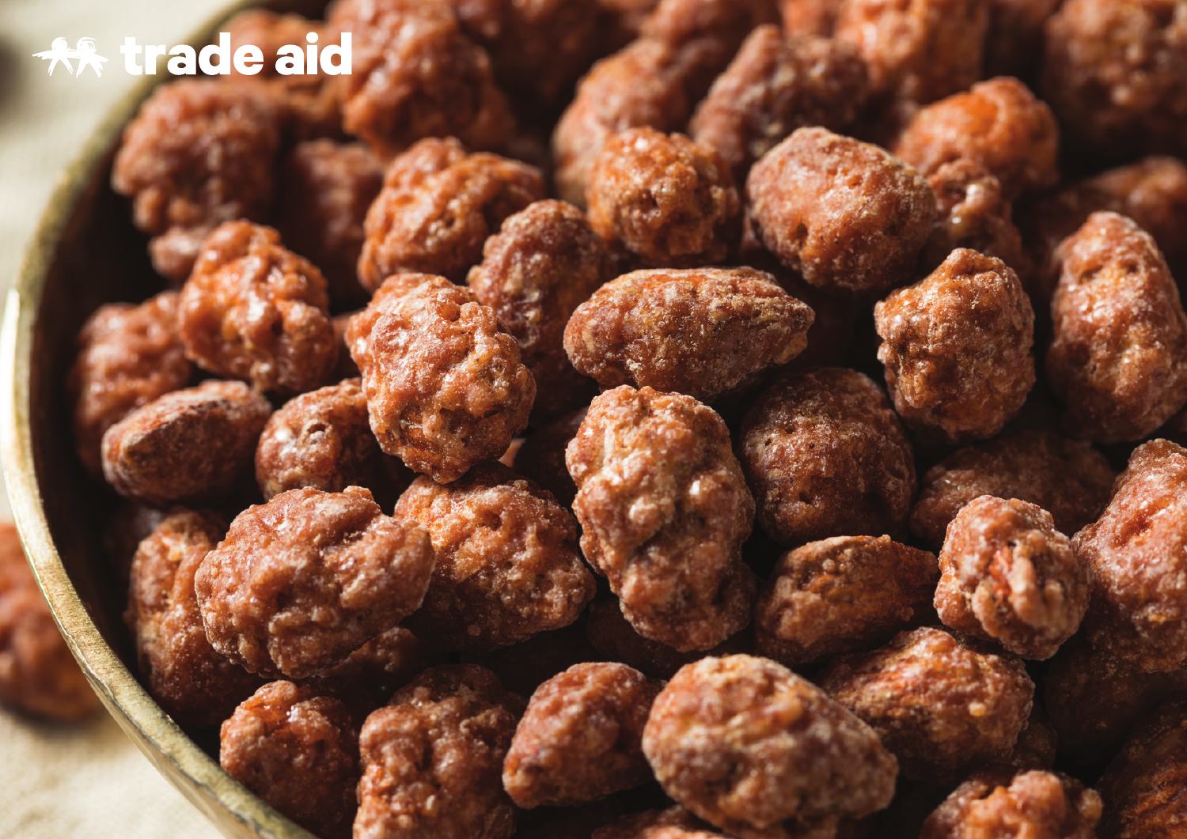trade aid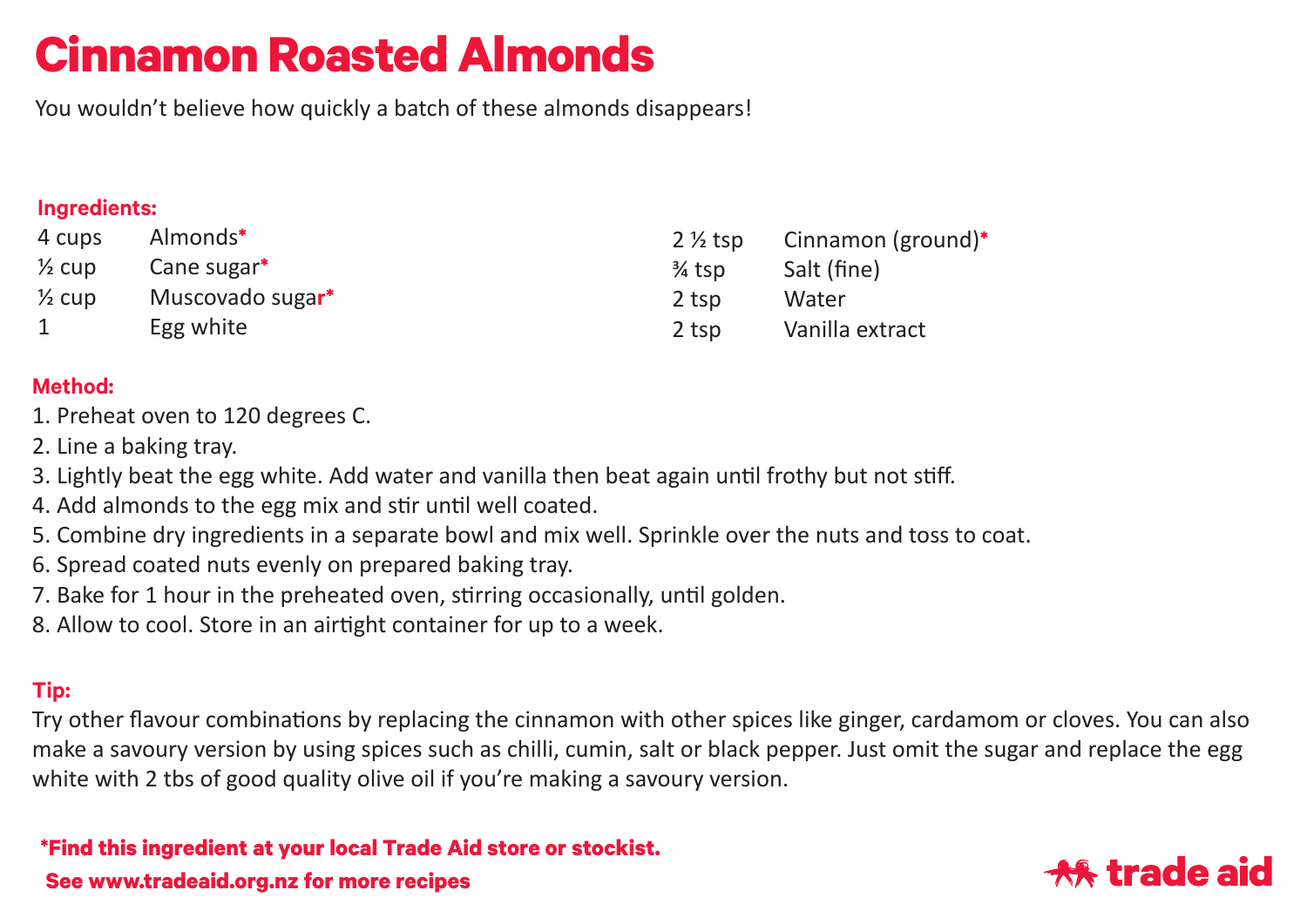# Cinnamon Roasted Almonds

You wouldn't believe how quickly a batch of these almonds disappears!

**Ingredients:**

| | |
|---|---|
| 4 cups | Almonds* |
| ½ cup | Cane sugar* |
| ½ cup | Muscovado sugar* |
| 1 | Egg white |
| 2 ½ tsp | Cinnamon (ground)* |
| ¾ tsp | Salt (fine) |
| 2 tsp | Water |
| 2 tsp | Vanilla extract |

**Method:**

1. Preheat oven to 120 degrees C.
2. Line a baking tray.
3. Lightly beat the egg white. Add water and vanilla then beat again until frothy but not stiff.
4. Add almonds to the egg mix and stir until well coated.
5. Combine dry ingredients in a separate bowl and mix well. Sprinkle over the nuts and toss to coat.
6. Spread coated nuts evenly on prepared baking tray.
7. Bake for 1 hour in the preheated oven, stirring occasionally, until golden.
8. Allow to cool. Store in an airtight container for up to a week.

**Tip:**

Try other flavour combinations by replacing the cinnamon with other spices like ginger, cardamom or cloves. You can also make a savoury version by using spices such as chilli, cumin, salt or black pepper. Just omit the sugar and replace the egg white with 2 tbs of good quality olive oil if you're making a savoury version.

**\*Find this ingredient at your local Trade Aid store or stockist.**
**See www.tradeaid.org.nz for more recipes**

trade aid